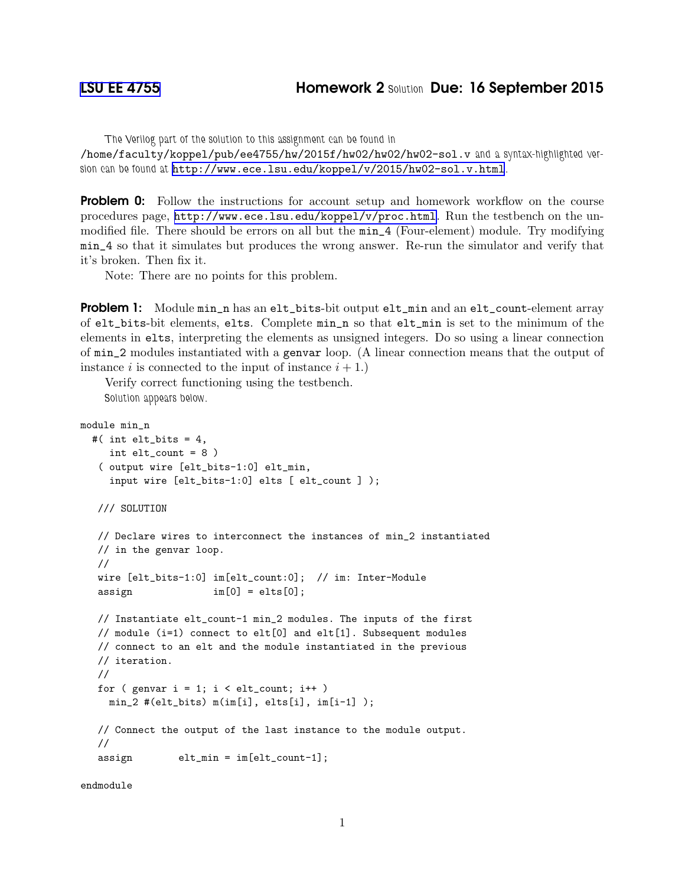[LSU EE 4755](#) **Homework 2** Solution **Due: 16 September 2015**

The Verilog part of the solution to this assignment can be found in `/home/faculty/koppel/pub/ee4755/hw/2015f/hw02/hw02/hw02-sol.v` and a syntax-highlighted version can be found at http://www.ece.lsu.edu/koppel/v/2015/hw02-sol.v.html.

**Problem 0:** Follow the instructions for account setup and homework workflow on the course procedures page, http://www.ece.lsu.edu/koppel/v/proc.html. Run the testbench on the unmodified file. There should be errors on all but the `min_4` (Four-element) module. Try modifying `min_4` so that it simulates but produces the wrong answer. Re-run the simulator and verify that it's broken. Then fix it.

Note: There are no points for this problem.

**Problem 1:** Module `min_n` has an `elt_bits`-bit output `elt_min` and an `elt_count`-element array of `elt_bits`-bit elements, `elts`. Complete `min_n` so that `elt_min` is set to the minimum of the elements in `elts`, interpreting the elements as unsigned integers. Do so using a linear connection of `min_2` modules instantiated with a `genvar` loop. (A linear connection means that the output of instance $i$ is connected to the input of instance $i + 1$.)

Verify correct functioning using the testbench.

Solution appears below.

```
module min_n
  #( int elt_bits = 4,
     int elt_count = 8 )
   ( output wire [elt_bits-1:0] elt_min,
     input wire [elt_bits-1:0] elts [ elt_count ] );

   /// SOLUTION

   // Declare wires to interconnect the instances of min_2 instantiated
   // in the genvar loop.
   //
   wire [elt_bits-1:0] im[elt_count:0];  // im: Inter-Module
   assign              im[0] = elts[0];

   // Instantiate elt_count-1 min_2 modules. The inputs of the first
   // module (i=1) connect to elt[0] and elt[1]. Subsequent modules
   // connect to an elt and the module instantiated in the previous
   // iteration.
   //
   for ( genvar i = 1; i < elt_count; i++ )
     min_2 #(elt_bits) m(im[i], elts[i], im[i-1] );

   // Connect the output of the last instance to the module output.
   //
   assign        elt_min = im[elt_count-1];

endmodule
```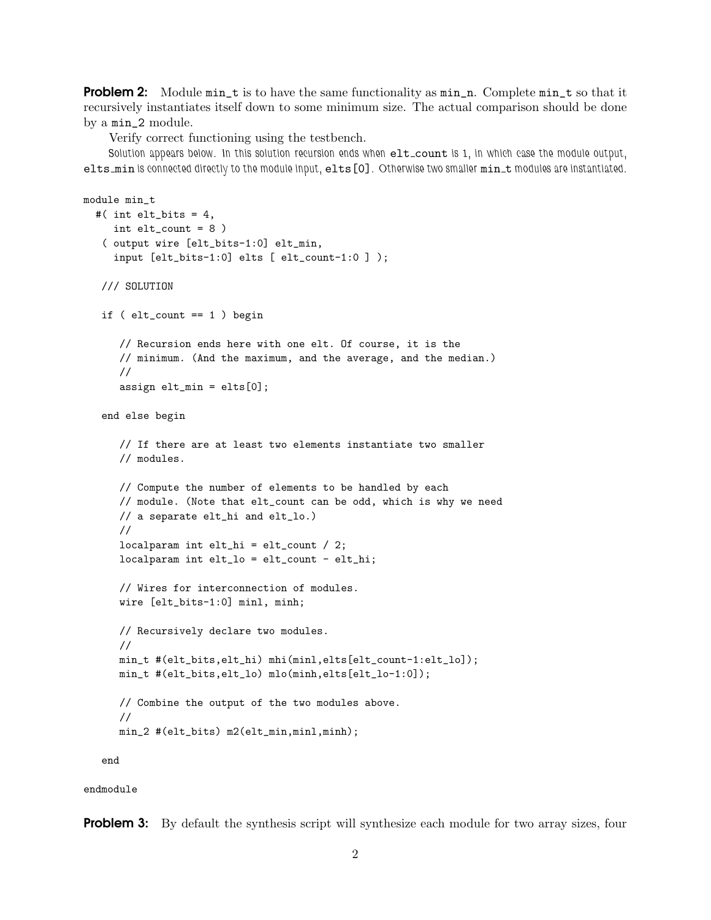**Problem 2:** Module `min_t` is to have the same functionality as `min_n`. Complete `min_t` so that it recursively instantiates itself down to some minimum size. The actual comparison should be done by a `min_2` module.

Verify correct functioning using the testbench.

*Solution appears below. In this solution recursion ends when `elt_count` is 1, in which case the module output, `elts_min` is connected directly to the module input, `elts[0]`. Otherwise two smaller `min_t` modules are instantiated.*

```
module min_t
  #( int elt_bits = 4,
     int elt_count = 8 )
   ( output wire [elt_bits-1:0] elt_min,
     input [elt_bits-1:0] elts [ elt_count-1:0 ] );

   /// SOLUTION

   if ( elt_count == 1 ) begin

      // Recursion ends here with one elt. Of course, it is the
      // minimum. (And the maximum, and the average, and the median.)
      //
      assign elt_min = elts[0];

   end else begin

      // If there are at least two elements instantiate two smaller
      // modules.

      // Compute the number of elements to be handled by each
      // module. (Note that elt_count can be odd, which is why we need
      // a separate elt_hi and elt_lo.)
      //
      localparam int elt_hi = elt_count / 2;
      localparam int elt_lo = elt_count - elt_hi;

      // Wires for interconnection of modules.
      wire [elt_bits-1:0] minl, minh;

      // Recursively declare two modules.
      //
      min_t #(elt_bits,elt_hi) mhi(minl,elts[elt_count-1:elt_lo]);
      min_t #(elt_bits,elt_lo) mlo(minh,elts[elt_lo-1:0]);

      // Combine the output of the two modules above.
      //
      min_2 #(elt_bits) m2(elt_min,minl,minh);

   end

endmodule
```

**Problem 3:** By default the synthesis script will synthesize each module for two array sizes, four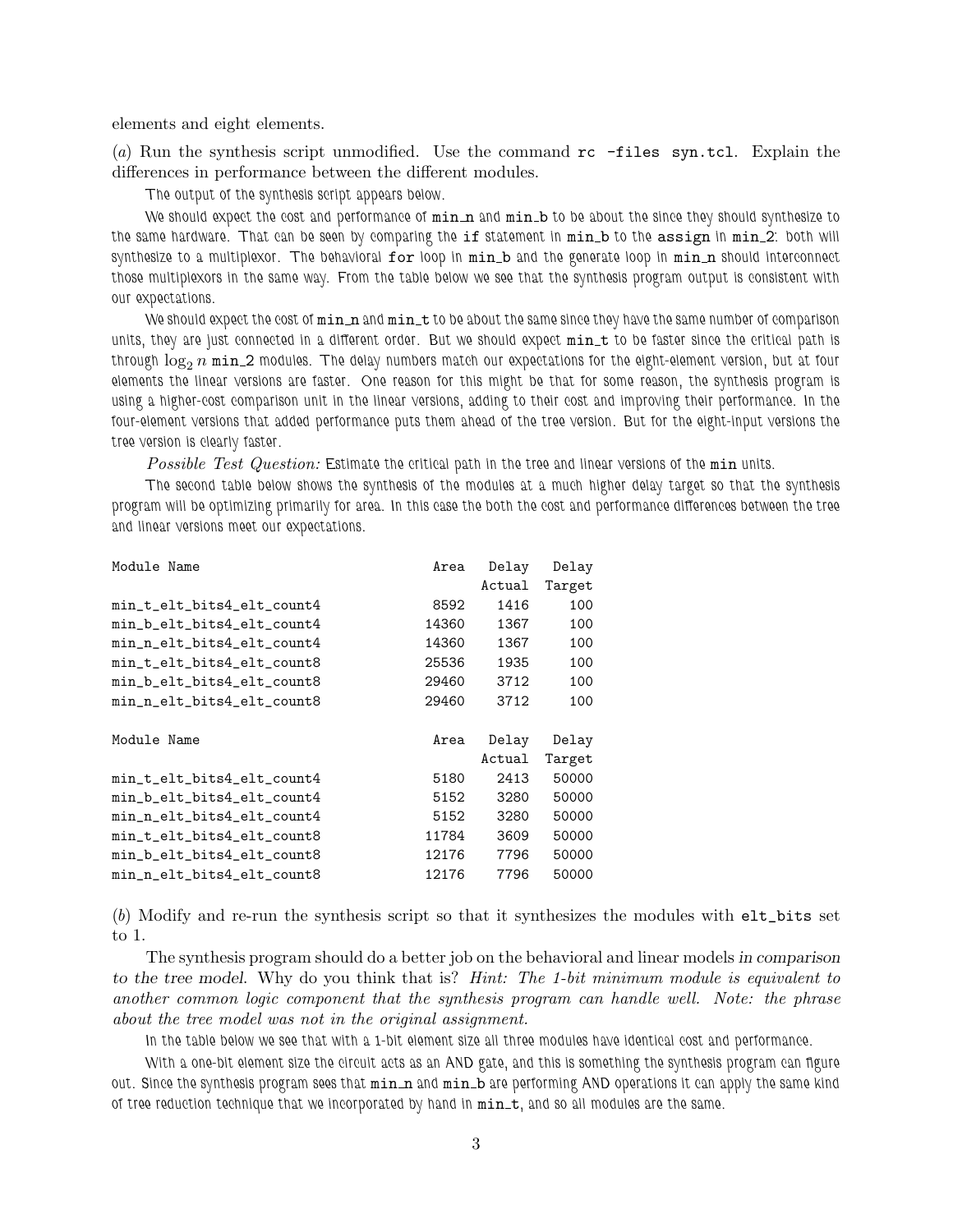elements and eight elements.

(*a*) Run the synthesis script unmodified. Use the command `rc -files syn.tcl`. Explain the differences in performance between the different modules.

The output of the synthesis script appears below.

We should expect the cost and performance of `min_n` and `min_b` to be about the since they should synthesize to the same hardware. That can be seen by comparing the `if` statement in `min_b` to the `assign` in `min_2`: both will synthesize to a multiplexor. The behavioral `for` loop in `min_b` and the generate loop in `min_n` should interconnect those multiplexors in the same way. From the table below we see that the synthesis program output is consistent with our expectations.

We should expect the cost of `min_n` and `min_t` to be about the same since they have the same number of comparison units, they are just connected in a different order. But we should expect `min_t` to be faster since the critical path is through $\log_2 n$ `min_2` modules. The delay numbers match our expectations for the eight-element version, but at four elements the linear versions are faster. One reason for this might be that for some reason, the synthesis program is using a higher-cost comparison unit in the linear versions, adding to their cost and improving their performance. In the four-element versions that added performance puts them ahead of the tree version. But for the eight-input versions the tree version is clearly faster.

*Possible Test Question:* Estimate the critical path in the tree and linear versions of the `min` units.

The second table below shows the synthesis of the modules at a much higher delay target so that the synthesis program will be optimizing primarily for area. In this case the both the cost and performance differences between the tree and linear versions meet our expectations.

| Module Name | Area | Delay Actual | Delay Target |
|---|---|---|---|
| min_t_elt_bits4_elt_count4 | 8592 | 1416 | 100 |
| min_b_elt_bits4_elt_count4 | 14360 | 1367 | 100 |
| min_n_elt_bits4_elt_count4 | 14360 | 1367 | 100 |
| min_t_elt_bits4_elt_count8 | 25536 | 1935 | 100 |
| min_b_elt_bits4_elt_count8 | 29460 | 3712 | 100 |
| min_n_elt_bits4_elt_count8 | 29460 | 3712 | 100 |

| Module Name | Area | Delay Actual | Delay Target |
|---|---|---|---|
| min_t_elt_bits4_elt_count4 | 5180 | 2413 | 50000 |
| min_b_elt_bits4_elt_count4 | 5152 | 3280 | 50000 |
| min_n_elt_bits4_elt_count4 | 5152 | 3280 | 50000 |
| min_t_elt_bits4_elt_count8 | 11784 | 3609 | 50000 |
| min_b_elt_bits4_elt_count8 | 12176 | 7796 | 50000 |
| min_n_elt_bits4_elt_count8 | 12176 | 7796 | 50000 |

(*b*) Modify and re-run the synthesis script so that it synthesizes the modules with `elt_bits` set to 1.

The synthesis program should do a better job on the behavioral and linear models *in comparison to the tree model*. Why do you think that is? *Hint: The 1-bit minimum module is equivalent to another common logic component that the synthesis program can handle well. Note: the phrase about the tree model was not in the original assignment.*

In the table below we see that with a 1-bit element size all three modules have identical cost and performance.

With a one-bit element size the circuit acts as an AND gate, and this is something the synthesis program can figure out. Since the synthesis program sees that `min_n` and `min_b` are performing AND operations it can apply the same kind of tree reduction technique that we incorporated by hand in `min_t`, and so all modules are the same.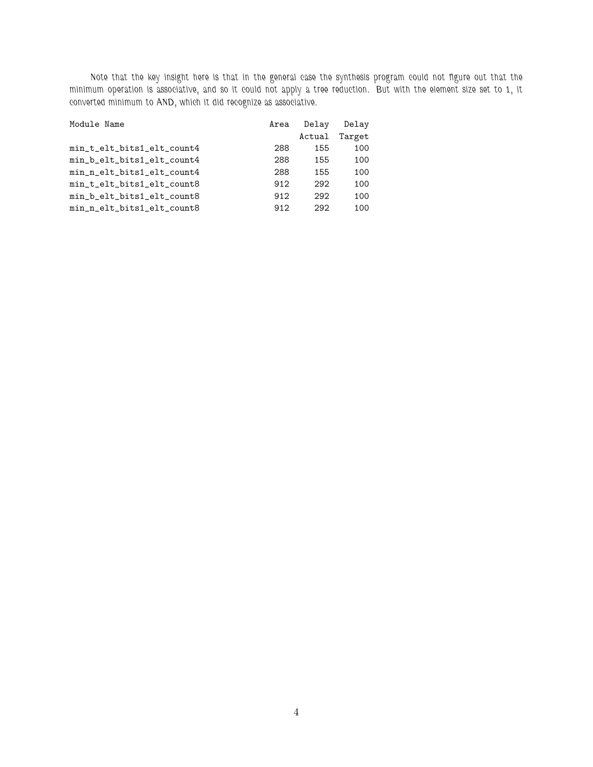Note that the key insight here is that in the general case the synthesis program could not figure out that the minimum operation is associative, and so it could not apply a tree reduction. But with the element size set to 1, it converted minimum to AND, which it did recognize as associative.

| Module Name | Area | Delay Actual | Delay Target |
|---|---|---|---|
| min_t_elt_bits1_elt_count4 | 288 | 155 | 100 |
| min_b_elt_bits1_elt_count4 | 288 | 155 | 100 |
| min_n_elt_bits1_elt_count4 | 288 | 155 | 100 |
| min_t_elt_bits1_elt_count8 | 912 | 292 | 100 |
| min_b_elt_bits1_elt_count8 | 912 | 292 | 100 |
| min_n_elt_bits1_elt_count8 | 912 | 292 | 100 |